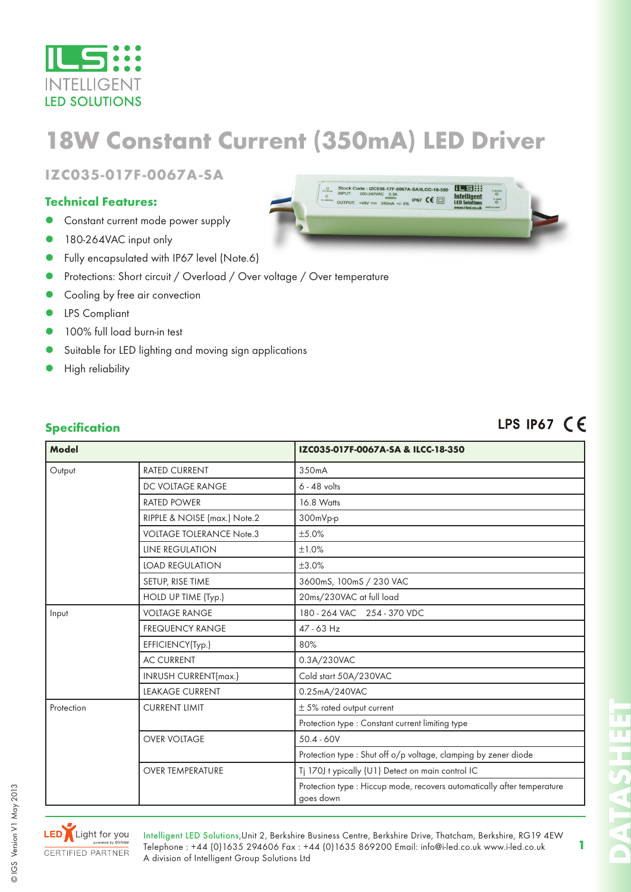ILS INTELLIGENT LED SOLUTIONS

# 18W Constant Current (350mA) LED Driver

## IZC035-017F-0067A-SA

### Technical Features:

- Constant current mode power supply
- 180-264VAC input only
- Fully encapsulated with IP67 level (Note.6)
- Protections: Short circuit / Overload / Over voltage / Over temperature
- Cooling by free air convection
- LPS Compliant
- 100% full load burn-in test
- Suitable for LED lighting and moving sign applications
- High reliability

### Specification

LPS IP67 CE

| Model | | IZC035-017F-0067A-SA & ILCC-18-350 |
|---|---|---|
| Output | RATED CURRENT | 350mA |
| | DC VOLTAGE RANGE | 6 - 48 volts |
| | RATED POWER | 16.8 Watts |
| | RIPPLE & NOISE (max.) Note.2 | 300mVp-p |
| | VOLTAGE TOLERANCE Note.3 | ±5.0% |
| | LINE REGULATION | ±1.0% |
| | LOAD REGULATION | ±3.0% |
| | SETUP, RISE TIME | 3600mS, 100mS / 230 VAC |
| | HOLD UP TIME (Typ.) | 20ms/230VAC at full load |
| Input | VOLTAGE RANGE | 180 - 264 VAC  254 - 370 VDC |
| | FREQUENCY RANGE | 47 - 63 Hz |
| | EFFICIENCY(Typ.) | 80% |
| | AC CURRENT | 0.3A/230VAC |
| | INRUSH CURRENT(max.) | Cold start 50A/230VAC |
| | LEAKAGE CURRENT | 0.25mA/240VAC |
| Protection | CURRENT LIMIT | ± 5% rated output current |
| | | Protection type : Constant current limiting type |
| | OVER VOLTAGE | 50.4 - 60V |
| | | Protection type : Shut off o/p voltage, clamping by zener diode |
| | OVER TEMPERATURE | Tj 170J t ypically (U1) Detect on main control IC |
| | | Protection type : Hiccup mode, recovers automatically after temperature goes down |

LED Light for you powered by OSRAM CERTIFIED PARTNER

Intelligent LED Solutions,Unit 2, Berkshire Business Centre, Berkshire Drive, Thatcham, Berkshire, RG19 4EW
Telephone : +44 (0)1635 294606 Fax : +44 (0)1635 869200 Email: info@i-led.co.uk www.i-led.co.uk
A division of Intelligent Group Solutions Ltd

© IGS Version V1 May 2013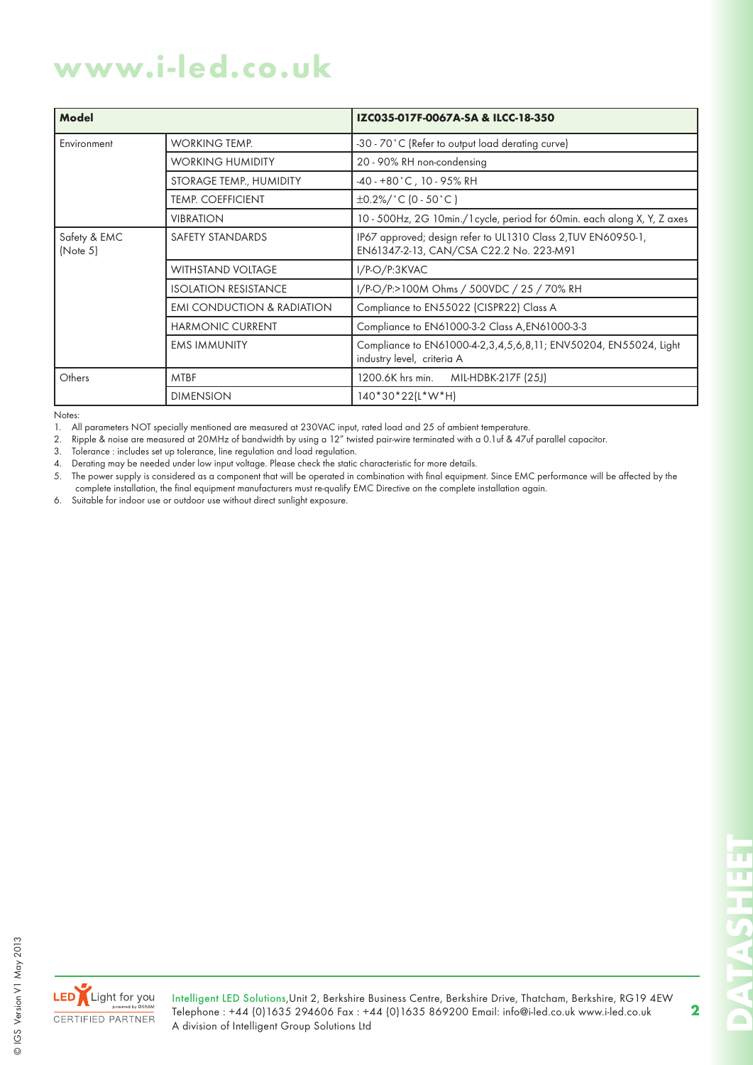| Model | | IZC035-017F-0067A-SA & ILCC-18-350 |
|---|---|---|
| Environment | WORKING TEMP. | -30 - 70˚C (Refer to output load derating curve) |
| | WORKING HUMIDITY | 20 - 90% RH non-condensing |
| | STORAGE TEMP., HUMIDITY | -40 - +80˚C , 10 - 95% RH |
| | TEMP. COEFFICIENT | ±0.2%/˚C (0 - 50˚C ) |
| | VIBRATION | 10 - 500Hz, 2G 10min./1cycle, period for 60min. each along X, Y, Z axes |
| Safety & EMC (Note 5) | SAFETY STANDARDS | IP67 approved; design refer to UL1310 Class 2,TUV EN60950-1, EN61347-2-13, CAN/CSA C22.2 No. 223-M91 |
| | WITHSTAND VOLTAGE | I/P-O/P:3KVAC |
| | ISOLATION RESISTANCE | I/P-O/P:>100M Ohms / 500VDC / 25 / 70% RH |
| | EMI CONDUCTION & RADIATION | Compliance to EN55022 (CISPR22) Class A |
| | HARMONIC CURRENT | Compliance to EN61000-3-2 Class A,EN61000-3-3 |
| | EMS IMMUNITY | Compliance to EN61000-4-2,3,4,5,6,8,11; ENV50204, EN55024, Light industry level, criteria A |
| Others | MTBF | 1200.6K hrs min. MIL-HDBK-217F (25J) |
| | DIMENSION | 140*30*22(L*W*H) |

Notes:

1. All parameters NOT specially mentioned are measured at 230VAC input, rated load and 25 of ambient temperature.
2. Ripple & noise are measured at 20MHz of bandwidth by using a 12" twisted pair-wire terminated with a 0.1uf & 47uf parallel capacitor.
3. Tolerance : includes set up tolerance, line regulation and load regulation.
4. Derating may be needed under low input voltage. Please check the static characteristic for more details.
5. The power supply is considered as a component that will be operated in combination with final equipment. Since EMC performance will be affected by the complete installation, the final equipment manufacturers must re-qualify EMC Directive on the complete installation again.
6. Suitable for indoor use or outdoor use without direct sunlight exposure.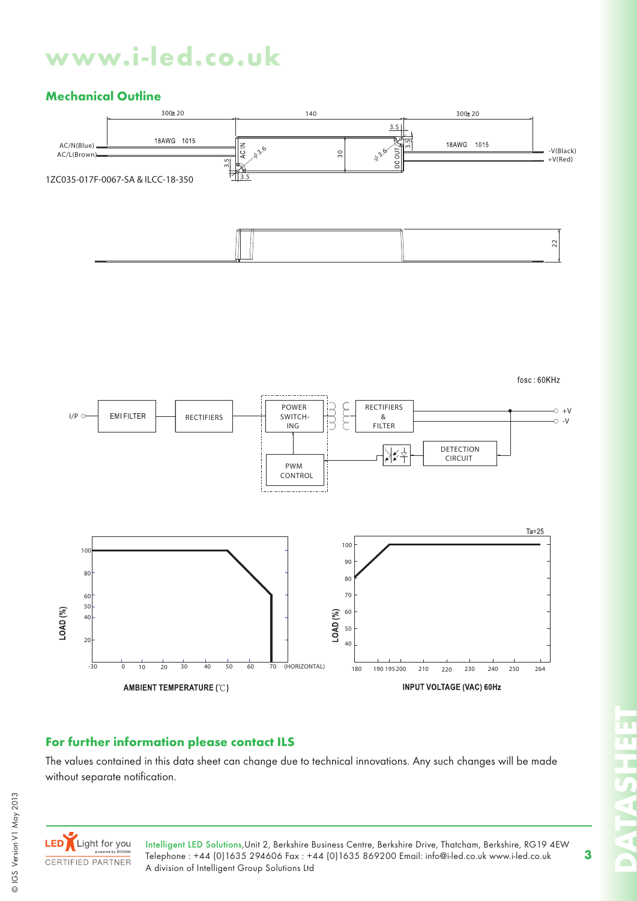## Mechanical Outline

300±20
140
300±20
3.5
AC/N(Blue)
AC/L(Brown)
18AWG 1015
AC IN
φ3.6
30
φ3.6
DC OUT
3.5
18AWG 1015
-V(Black)
+V(Red)
3.5
3.5

1ZC035-017F-0067-SA & ILCC-18-350

22

fosc : 60KHz

I/P
EMI FILTER
RECTIFIERS
POWER SWITCH-ING
PWM CONTROL
RECTIFIERS & FILTER
DETECTION CIRCUIT
+V
-V

LOAD (%)
100
80
60
50
40
20
-30 0 10 20 30 40 50 60 70 (HORIZONTAL)
AMBIENT TEMPERATURE (℃)

Ta=25
LOAD (%)
100
90
80
70
60
50
40
180 190 195 200 210 220 230 240 250 264
INPUT VOLTAGE (VAC) 60Hz

## For further information please contact ILS

The values contained in this data sheet can change due to technical innovations. Any such changes will be made without separate notification.

© IGS Version V1 May 2013

LED Light for you powered by OSRAM
CERTIFIED PARTNER

Intelligent LED Solutions,Unit 2, Berkshire Business Centre, Berkshire Drive, Thatcham, Berkshire, RG19 4EW
Telephone : +44 (0)1635 294606 Fax : +44 (0)1635 869200 Email: info@i-led.co.uk www.i-led.co.uk
A division of Intelligent Group Solutions Ltd